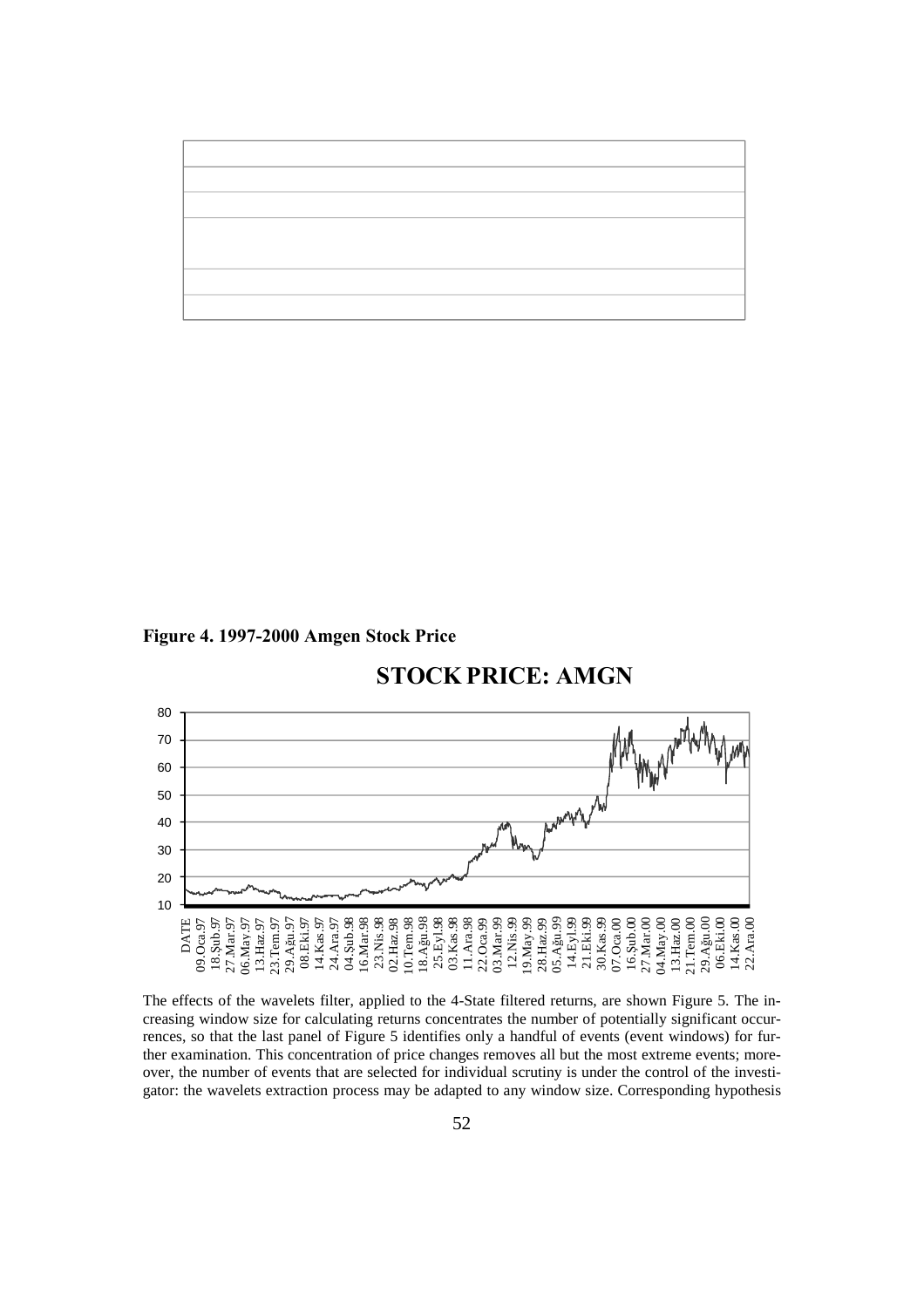**Figure 4. 1997-2000 Amgen Stock Price**

STOCK PRICE: AMGN

80
70
60
50
40
30
20
10

DATE
09.Oca.97
18.Şub.97
27.Mar.97
06.May.97
13.Haz.97
23.Tem.97
29.Ağu.97
08.Eki.97
14.Kas.97
24.Ara.97
04.Şub.98
16.Mar.98
23.Nis.98
02.Haz.98
10.Tem.98
18.Ağu.98
25.Eyl.98
03.Kas.98
11.Ara.98
22.Oca.99
03.Mar.99
12.Nis.99
19.May.99
28.Haz.99
05.Ağu.99
14.Eyl.99
21.Eki.99
30.Kas.99
07.Oca.00
16.Şub.00
27.Mar.00
04.May.00
13.Haz.00
21.Tem.00
29.Ağu.00
06.Eki.00
14.Kas.00
22.Ara.00

The effects of the wavelets filter, applied to the 4-State filtered returns, are shown Figure 5. The increasing window size for calculating returns concentrates the number of potentially significant occurrences, so that the last panel of Figure 5 identifies only a handful of events (event windows) for further examination. This concentration of price changes removes all but the most extreme events; moreover, the number of events that are selected for individual scrutiny is under the control of the investigator: the wavelets extraction process may be adapted to any window size. Corresponding hypothesis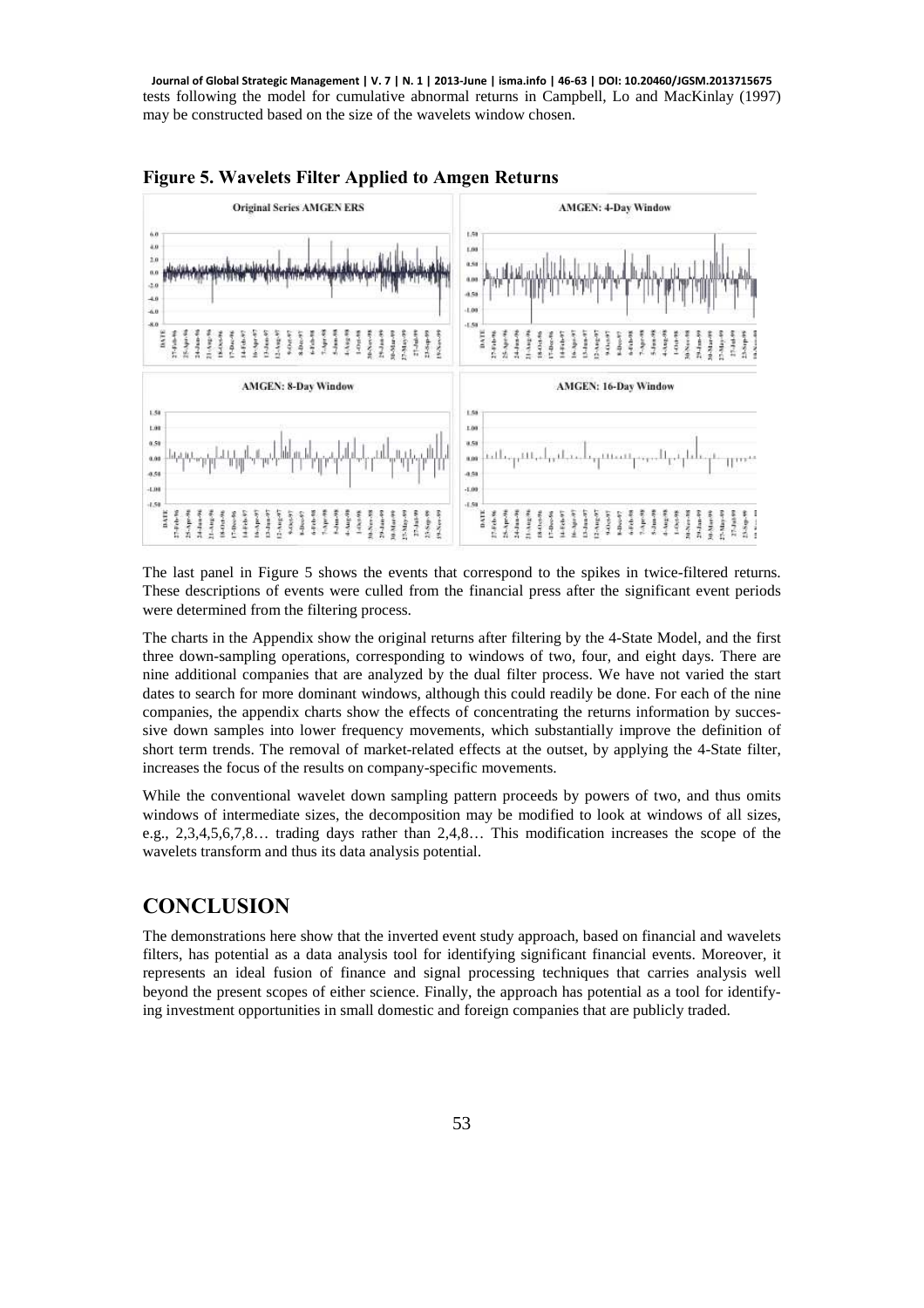tests following the model for cumulative abnormal returns in Campbell, Lo and MacKinlay (1997) may be constructed based on the size of the wavelets window chosen.

**Figure 5. Wavelets Filter Applied to Amgen Returns**

The last panel in Figure 5 shows the events that correspond to the spikes in twice-filtered returns. These descriptions of events were culled from the financial press after the significant event periods were determined from the filtering process.

The charts in the Appendix show the original returns after filtering by the 4-State Model, and the first three down-sampling operations, corresponding to windows of two, four, and eight days. There are nine additional companies that are analyzed by the dual filter process. We have not varied the start dates to search for more dominant windows, although this could readily be done. For each of the nine companies, the appendix charts show the effects of concentrating the returns information by successive down samples into lower frequency movements, which substantially improve the definition of short term trends. The removal of market-related effects at the outset, by applying the 4-State filter, increases the focus of the results on company-specific movements.

While the conventional wavelet down sampling pattern proceeds by powers of two, and thus omits windows of intermediate sizes, the decomposition may be modified to look at windows of all sizes, e.g., 2,3,4,5,6,7,8… trading days rather than 2,4,8… This modification increases the scope of the wavelets transform and thus its data analysis potential.

## CONCLUSION

The demonstrations here show that the inverted event study approach, based on financial and wavelets filters, has potential as a data analysis tool for identifying significant financial events. Moreover, it represents an ideal fusion of finance and signal processing techniques that carries analysis well beyond the present scopes of either science. Finally, the approach has potential as a tool for identifying investment opportunities in small domestic and foreign companies that are publicly traded.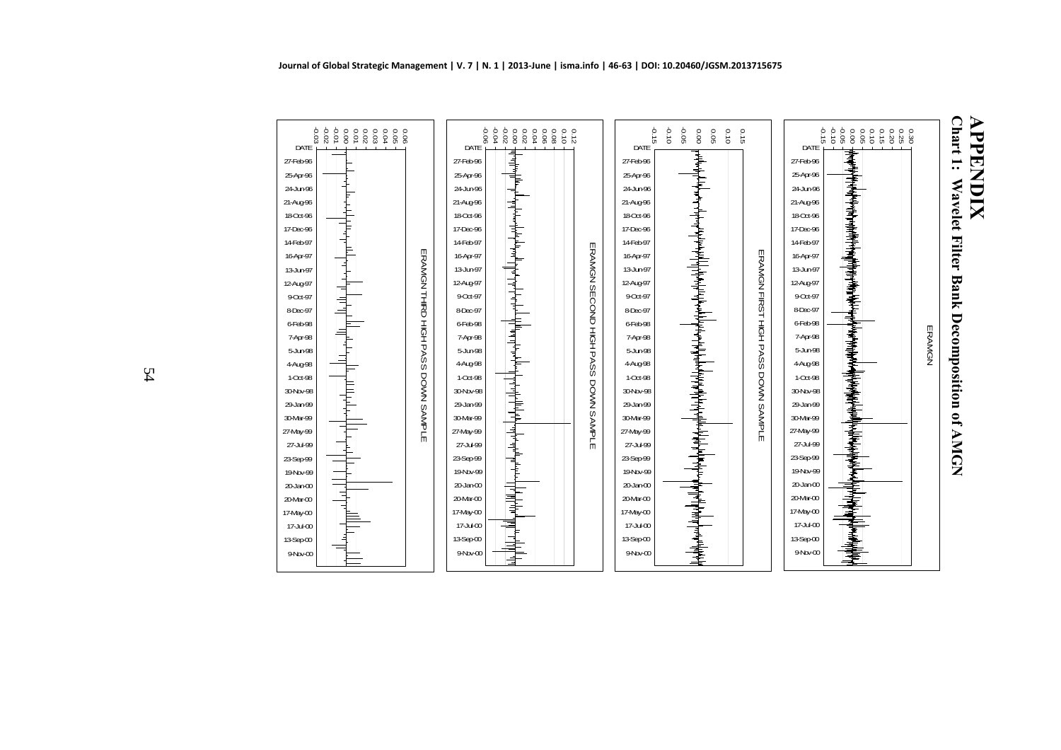# APPENDIX

## Chart 1: Wavelet Filter Bank Decomposition of AMGN

ERAMGN

ERAMGN FIRST HIGH PASS DOWN SAMPLE

ERAMGN SECOND HIGH PASS DOWN SAMPLE

ERAMGN THIRD HIGH PASS DOWN SAMPLE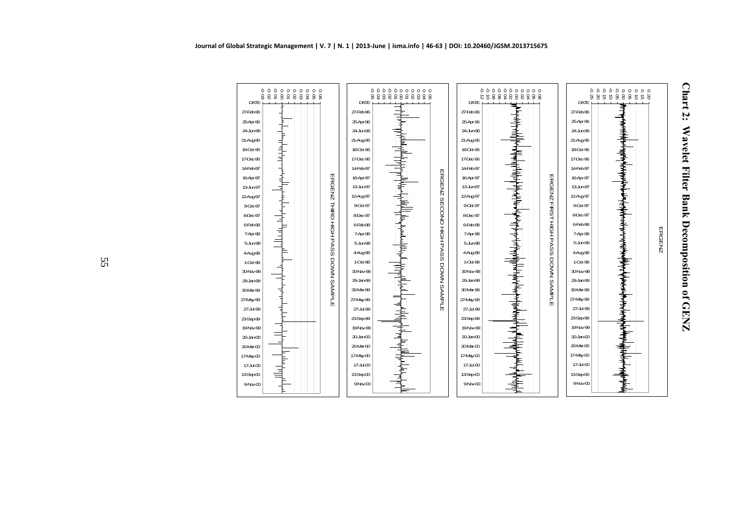**Chart 2: Wavelet Filter Bank Decomposition of GENZ**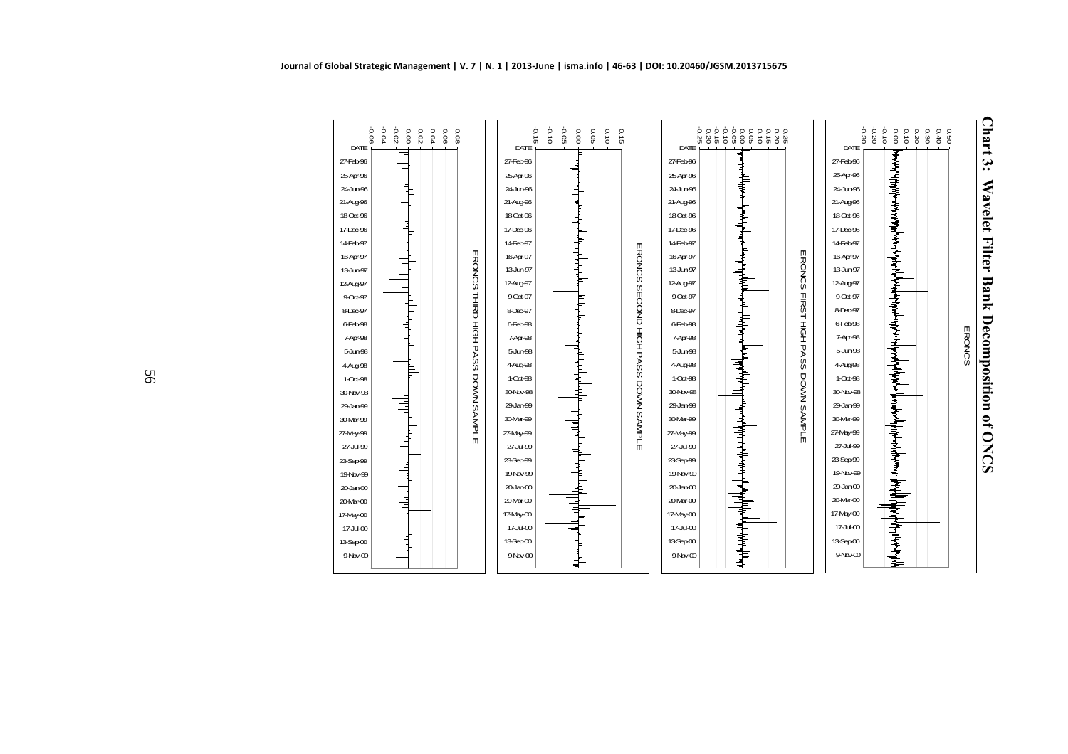**Chart 3: Wavelet Filter Bank Decomposition of ONCS**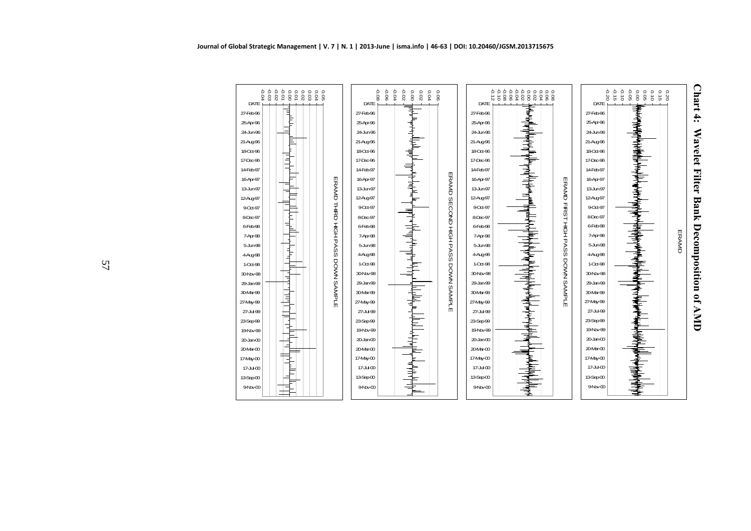**Chart 4: Wavelet Filter Bank Decomposition of AMD**

ERAMD

ERAMD FIRST HIGH PASS DOWN SAMPLE

ERAMD SECOND HIGH PASS DOWN SAMPLE

ERAMD THIRD HIGH PASS DOWN SAMPLE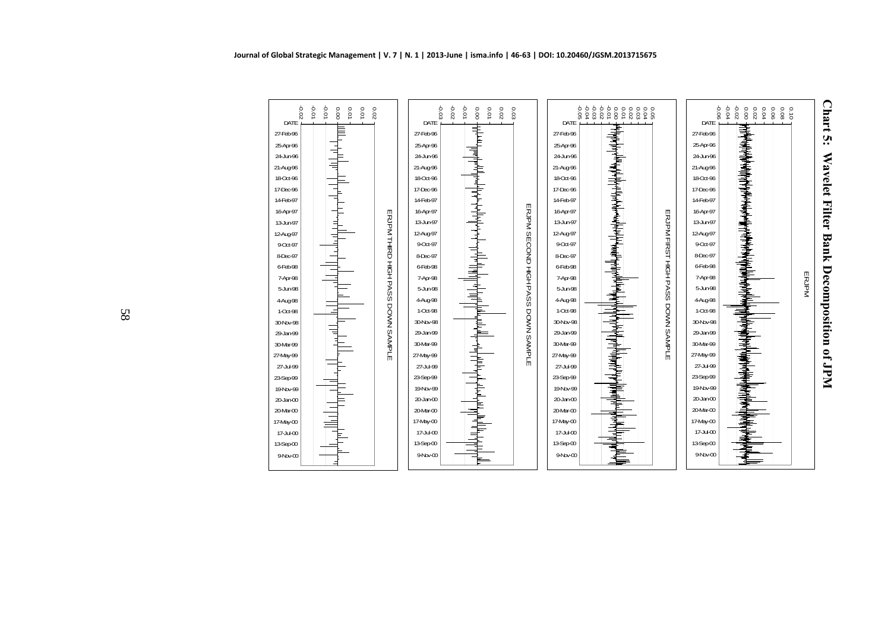**Chart 5: Wavelet Filter Bank Decomposition of JPM**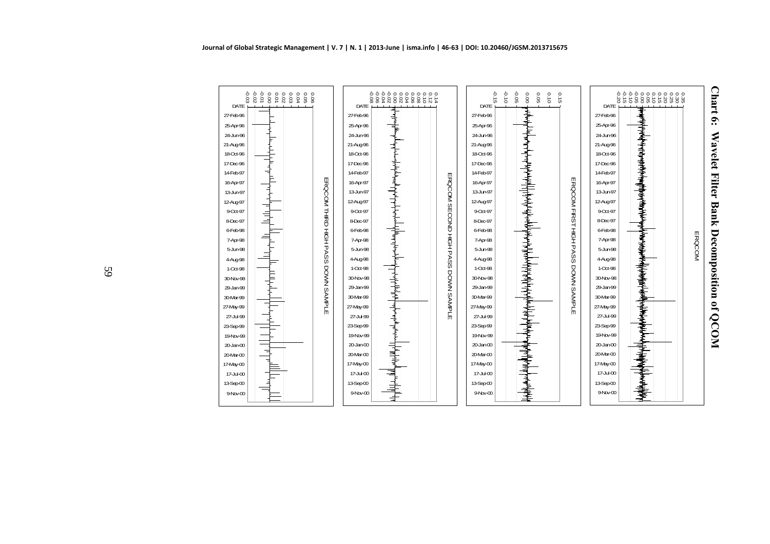**Chart 6: Wavelet Filter Bank Decomposition of QCOM**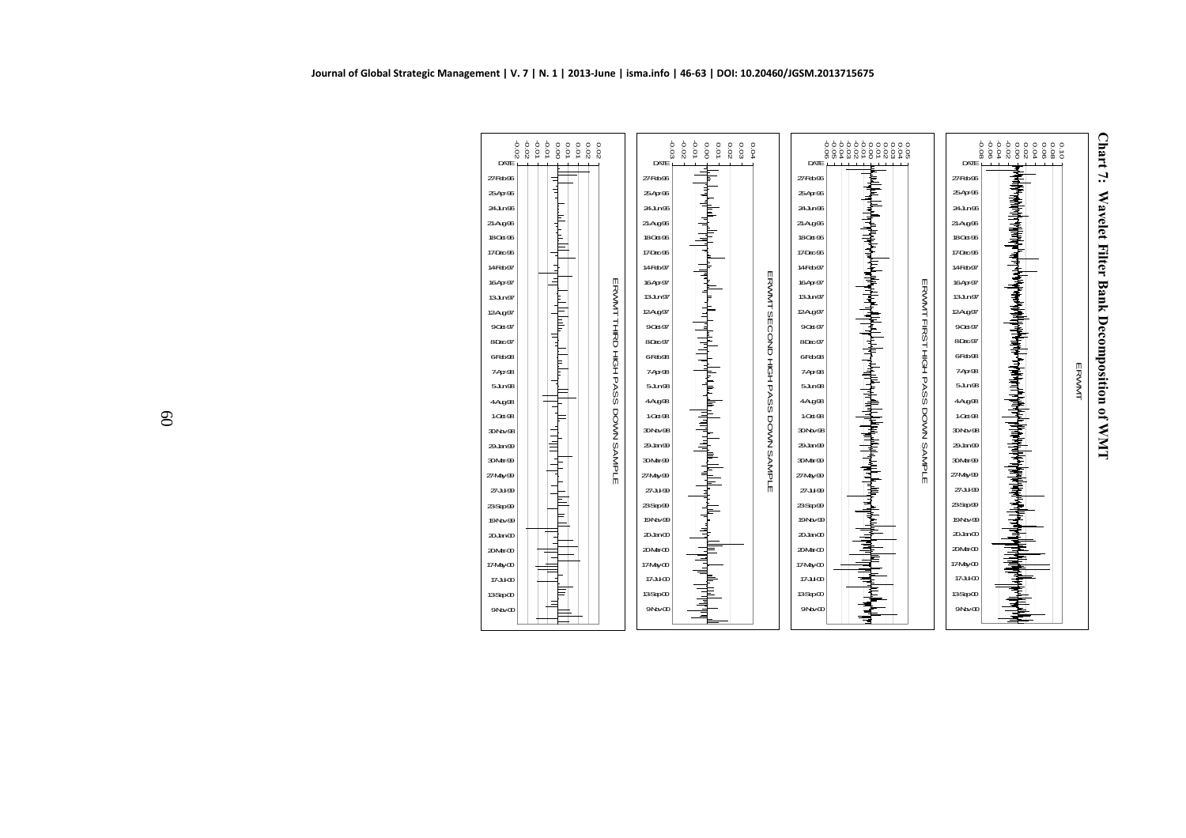**Chart 7: Wavelet Filter Bank Decomposition of WMT**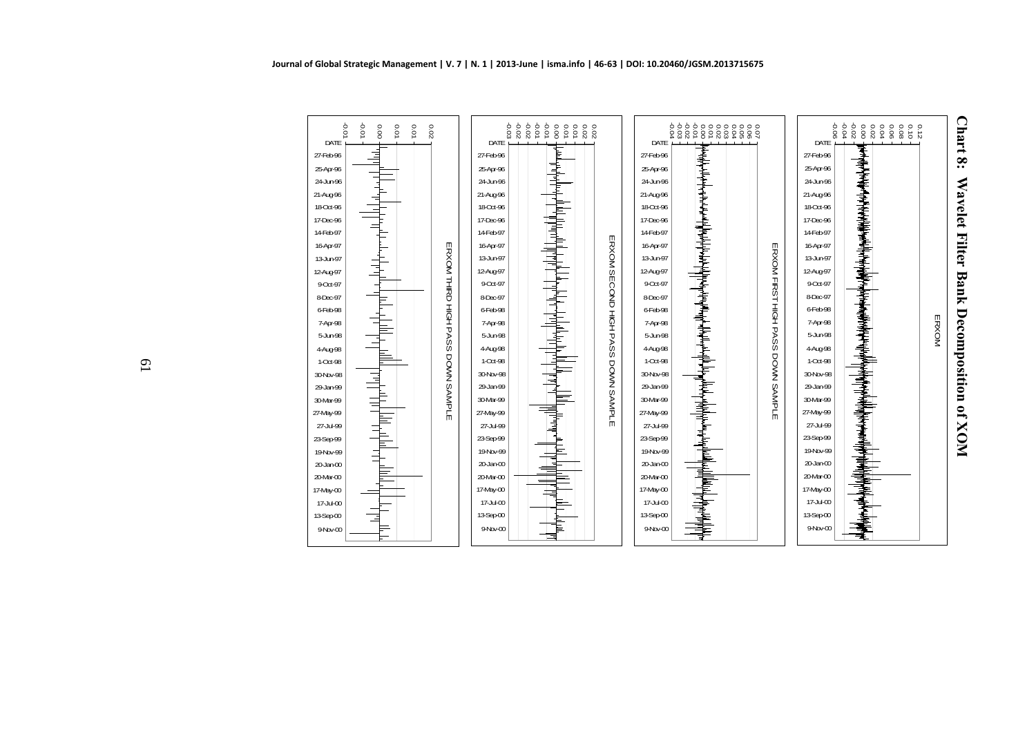**Chart 8: Wavelet Filter Bank Decomposition of XOM**

ERXOM

ERXOM FIRST HIGH PASS DOWN SAMPLE

ERXOM SECOND HIGH PASS DOWN SAMPLE

ERXOM THIRD HIGH PASS DOWN SAMPLE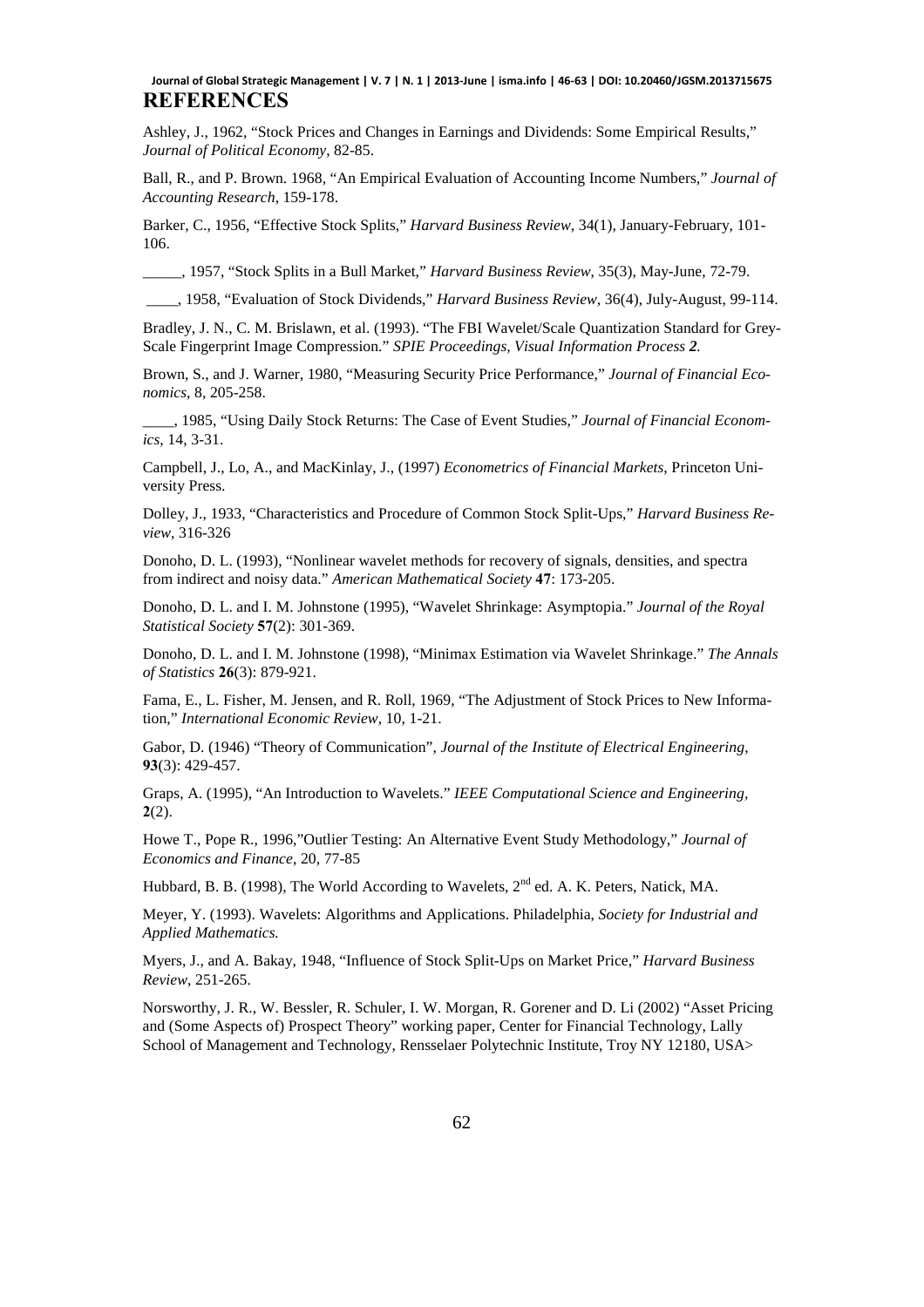# REFERENCES

Ashley, J., 1962, "Stock Prices and Changes in Earnings and Dividends: Some Empirical Results," *Journal of Political Economy*, 82-85.

Ball, R., and P. Brown. 1968, "An Empirical Evaluation of Accounting Income Numbers," *Journal of Accounting Research*, 159-178.

Barker, C., 1956, "Effective Stock Splits," *Harvard Business Review*, 34(1), January-February, 101-106.

_____, 1957, "Stock Splits in a Bull Market," *Harvard Business Review*, 35(3), May-June, 72-79.

____, 1958, "Evaluation of Stock Dividends," *Harvard Business Review*, 36(4), July-August, 99-114.

Bradley, J. N., C. M. Brislawn, et al. (1993). "The FBI Wavelet/Scale Quantization Standard for Grey-Scale Fingerprint Image Compression." *SPIE Proceedings, Visual Information Process **2**.*

Brown, S., and J. Warner, 1980, "Measuring Security Price Performance," *Journal of Financial Economics*, 8, 205-258.

____, 1985, "Using Daily Stock Returns: The Case of Event Studies," *Journal of Financial Economics*, 14, 3-31.

Campbell, J., Lo, A., and MacKinlay, J., (1997) *Econometrics of Financial Markets*, Princeton University Press.

Dolley, J., 1933, "Characteristics and Procedure of Common Stock Split-Ups," *Harvard Business Review*, 316-326

Donoho, D. L. (1993), "Nonlinear wavelet methods for recovery of signals, densities, and spectra from indirect and noisy data." *American Mathematical Society* **47**: 173-205.

Donoho, D. L. and I. M. Johnstone (1995), "Wavelet Shrinkage: Asymptopia." *Journal of the Royal Statistical Society* **57**(2): 301-369.

Donoho, D. L. and I. M. Johnstone (1998), "Minimax Estimation via Wavelet Shrinkage." *The Annals of Statistics* **26**(3): 879-921.

Fama, E., L. Fisher, M. Jensen, and R. Roll, 1969, "The Adjustment of Stock Prices to New Information," *International Economic Review*, 10, 1-21.

Gabor, D. (1946) "Theory of Communication", *Journal of the Institute of Electrical Engineering*, **93**(3): 429-457.

Graps, A. (1995), "An Introduction to Wavelets." *IEEE Computational Science and Engineering*, **2**(2).

Howe T., Pope R., 1996,"Outlier Testing: An Alternative Event Study Methodology," *Journal of Economics and Finance*, 20, 77-85

Hubbard, B. B. (1998), The World According to Wavelets, 2nd ed. A. K. Peters, Natick, MA.

Meyer, Y. (1993). Wavelets: Algorithms and Applications. Philadelphia, *Society for Industrial and Applied Mathematics.*

Myers, J., and A. Bakay, 1948, "Influence of Stock Split-Ups on Market Price," *Harvard Business Review*, 251-265.

Norsworthy, J. R., W. Bessler, R. Schuler, I. W. Morgan, R. Gorener and D. Li (2002) "Asset Pricing and (Some Aspects of) Prospect Theory" working paper, Center for Financial Technology, Lally School of Management and Technology, Rensselaer Polytechnic Institute, Troy NY 12180, USA>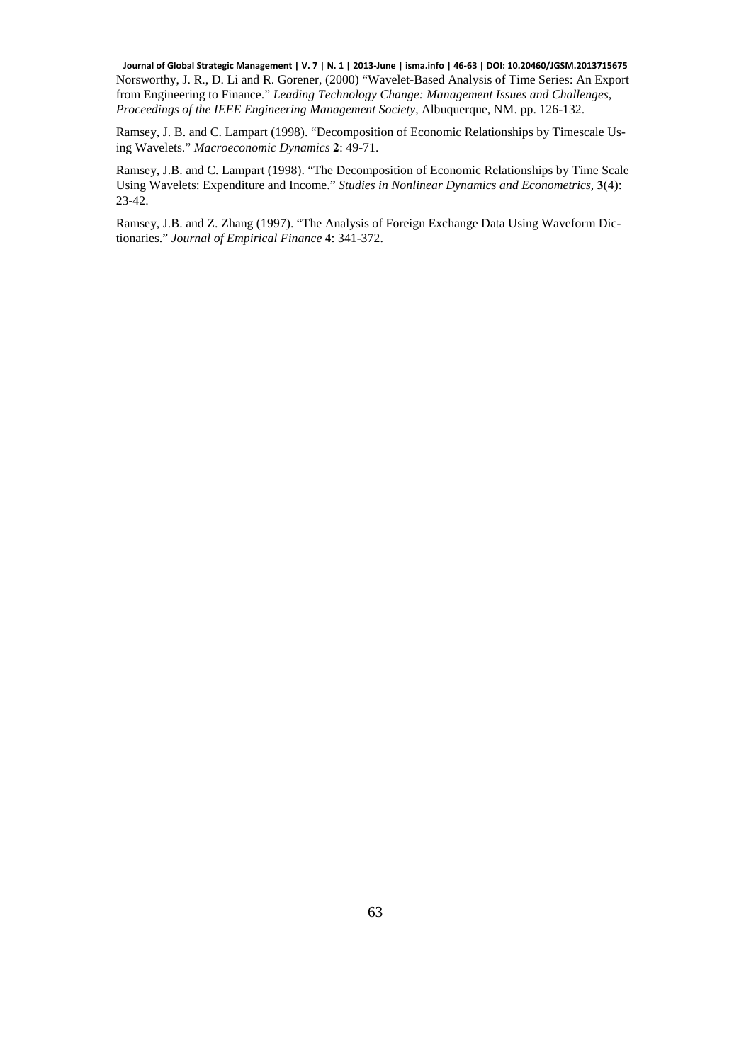Norsworthy, J. R., D. Li and R. Gorener, (2000) "Wavelet-Based Analysis of Time Series: An Export from Engineering to Finance." *Leading Technology Change: Management Issues and Challenges, Proceedings of the IEEE Engineering Management Society*, Albuquerque, NM. pp. 126-132.

Ramsey, J. B. and C. Lampart (1998). "Decomposition of Economic Relationships by Timescale Using Wavelets." *Macroeconomic Dynamics* **2**: 49-71.

Ramsey, J.B. and C. Lampart (1998). "The Decomposition of Economic Relationships by Time Scale Using Wavelets: Expenditure and Income." *Studies in Nonlinear Dynamics and Econometrics*, **3**(4): 23-42.

Ramsey, J.B. and Z. Zhang (1997). "The Analysis of Foreign Exchange Data Using Waveform Dictionaries." *Journal of Empirical Finance* **4**: 341-372.